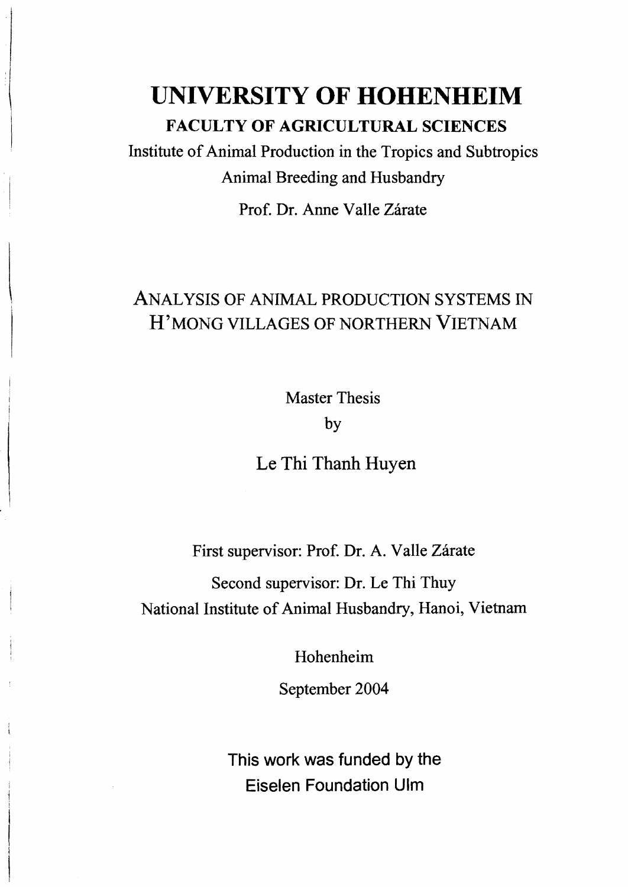# UNIVERSITY OF HOHENHEIM

**FACULTY OF AGRICULTURAL SCIENCES**

Institute of Animal Production in the Tropics and Subtropics

Animal Breeding and Husbandry

Prof. Dr. Anne Valle Zárate

## ANALYSIS OF ANIMAL PRODUCTION SYSTEMS IN H'MONG VILLAGES OF NORTHERN VIETNAM

Master Thesis

by

Le Thi Thanh Huyen

First supervisor: Prof. Dr. A. Valle Zárate

Second supervisor: Dr. Le Thi Thuy

National Institute of Animal Husbandry, Hanoi, Vietnam

Hohenheim

September 2004

This work was funded by the
Eiselen Foundation Ulm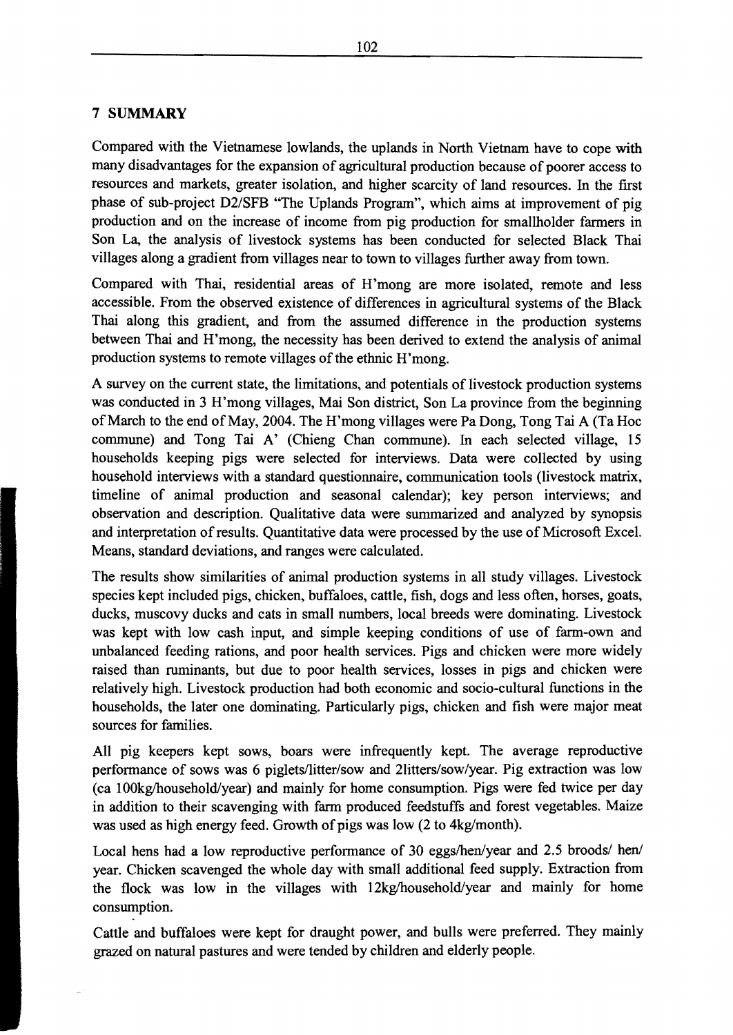## 7 SUMMARY

Compared with the Vietnamese lowlands, the uplands in North Vietnam have to cope with many disadvantages for the expansion of agricultural production because of poorer access to resources and markets, greater isolation, and higher scarcity of land resources. In the first phase of sub-project D2/SFB "The Uplands Program", which aims at improvement of pig production and on the increase of income from pig production for smallholder farmers in Son La, the analysis of livestock systems has been conducted for selected Black Thai villages along a gradient from villages near to town to villages further away from town.

Compared with Thai, residential areas of H'mong are more isolated, remote and less accessible. From the observed existence of differences in agricultural systems of the Black Thai along this gradient, and from the assumed difference in the production systems between Thai and H'mong, the necessity has been derived to extend the analysis of animal production systems to remote villages of the ethnic H'mong.

A survey on the current state, the limitations, and potentials of livestock production systems was conducted in 3 H'mong villages, Mai Son district, Son La province from the beginning of March to the end of May, 2004. The H'mong villages were Pa Dong, Tong Tai A (Ta Hoc commune) and Tong Tai A' (Chieng Chan commune). In each selected village, 15 households keeping pigs were selected for interviews. Data were collected by using household interviews with a standard questionnaire, communication tools (livestock matrix, timeline of animal production and seasonal calendar); key person interviews; and observation and description. Qualitative data were summarized and analyzed by synopsis and interpretation of results. Quantitative data were processed by the use of Microsoft Excel. Means, standard deviations, and ranges were calculated.

The results show similarities of animal production systems in all study villages. Livestock species kept included pigs, chicken, buffaloes, cattle, fish, dogs and less often, horses, goats, ducks, muscovy ducks and cats in small numbers, local breeds were dominating. Livestock was kept with low cash input, and simple keeping conditions of use of farm-own and unbalanced feeding rations, and poor health services. Pigs and chicken were more widely raised than ruminants, but due to poor health services, losses in pigs and chicken were relatively high. Livestock production had both economic and socio-cultural functions in the households, the later one dominating. Particularly pigs, chicken and fish were major meat sources for families.

All pig keepers kept sows, boars were infrequently kept. The average reproductive performance of sows was 6 piglets/litter/sow and 2litters/sow/year. Pig extraction was low (ca 100kg/household/year) and mainly for home consumption. Pigs were fed twice per day in addition to their scavenging with farm produced feedstuffs and forest vegetables. Maize was used as high energy feed. Growth of pigs was low (2 to 4kg/month).

Local hens had a low reproductive performance of 30 eggs/hen/year and 2.5 broods/ hen/ year. Chicken scavenged the whole day with small additional feed supply. Extraction from the flock was low in the villages with 12kg/household/year and mainly for home consumption.

Cattle and buffaloes were kept for draught power, and bulls were preferred. They mainly grazed on natural pastures and were tended by children and elderly people.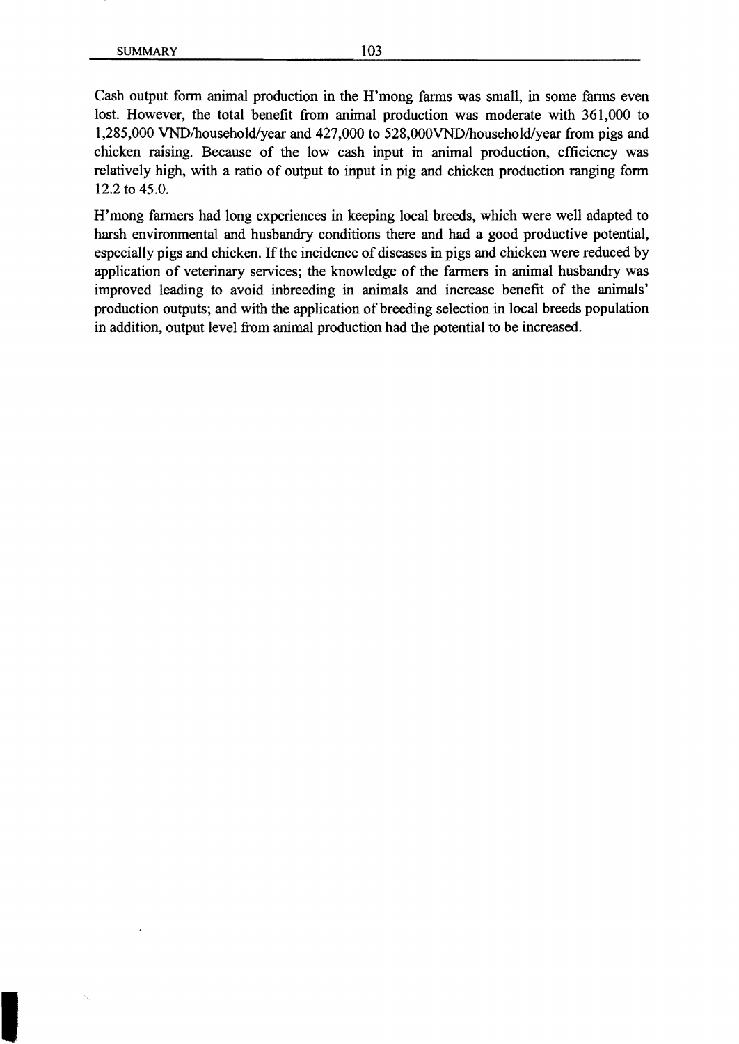Cash output form animal production in the H'mong farms was small, in some farms even lost. However, the total benefit from animal production was moderate with 361,000 to 1,285,000 VND/household/year and 427,000 to 528,000VND/household/year from pigs and chicken raising. Because of the low cash input in animal production, efficiency was relatively high, with a ratio of output to input in pig and chicken production ranging form 12.2 to 45.0.

H'mong farmers had long experiences in keeping local breeds, which were well adapted to harsh environmental and husbandry conditions there and had a good productive potential, especially pigs and chicken. If the incidence of diseases in pigs and chicken were reduced by application of veterinary services; the knowledge of the farmers in animal husbandry was improved leading to avoid inbreeding in animals and increase benefit of the animals' production outputs; and with the application of breeding selection in local breeds population in addition, output level from animal production had the potential to be increased.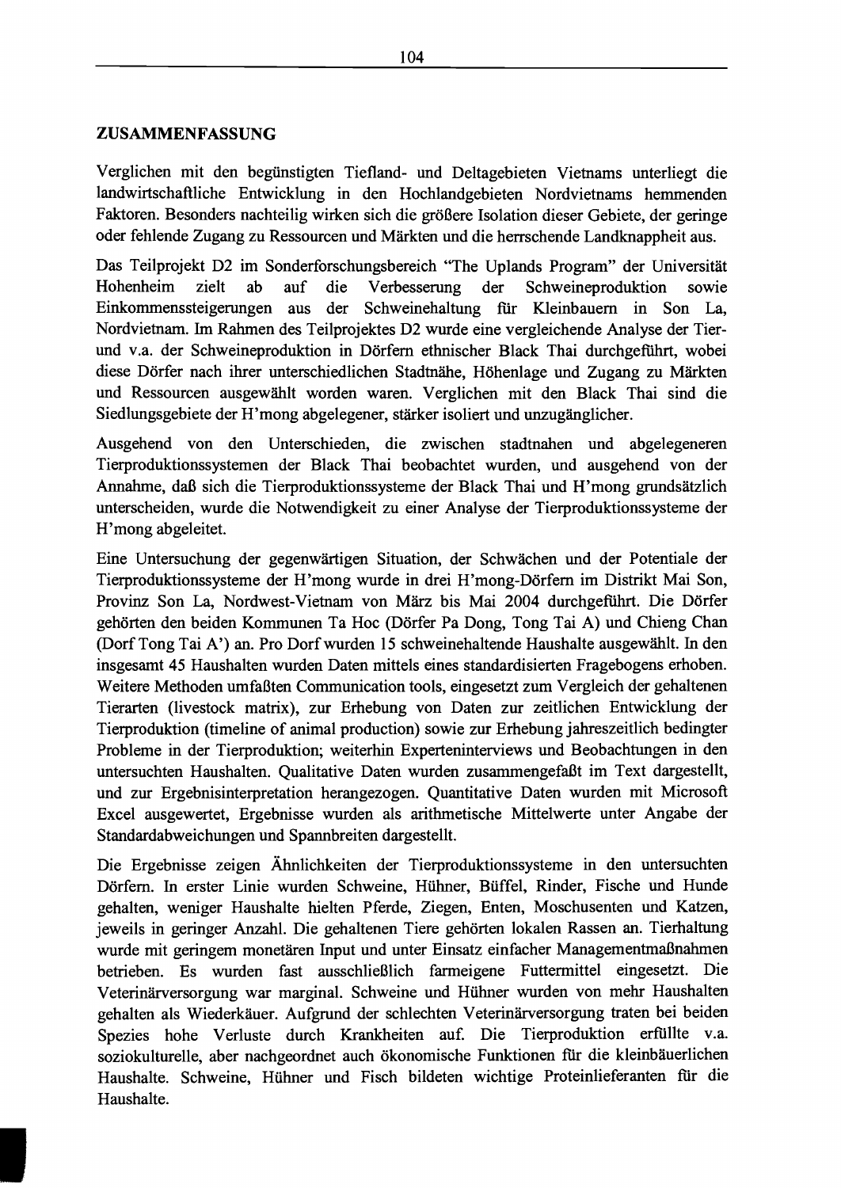## ZUSAMMENFASSUNG

Verglichen mit den begünstigten Tiefland- und Deltagebieten Vietnams unterliegt die landwirtschaftliche Entwicklung in den Hochlandgebieten Nordvietnams hemmenden Faktoren. Besonders nachteilig wirken sich die größere Isolation dieser Gebiete, der geringe oder fehlende Zugang zu Ressourcen und Märkten und die herrschende Landknappheit aus.

Das Teilprojekt D2 im Sonderforschungsbereich "The Uplands Program" der Universität Hohenheim zielt ab auf die Verbesserung der Schweineproduktion sowie Einkommenssteigerungen aus der Schweinehaltung für Kleinbauern in Son La, Nordvietnam. Im Rahmen des Teilprojektes D2 wurde eine vergleichende Analyse der Tier- und v.a. der Schweineproduktion in Dörfern ethnischer Black Thai durchgeführt, wobei diese Dörfer nach ihrer unterschiedlichen Stadtnähe, Höhenlage und Zugang zu Märkten und Ressourcen ausgewählt worden waren. Verglichen mit den Black Thai sind die Siedlungsgebiete der H'mong abgelegener, stärker isoliert und unzugänglicher.

Ausgehend von den Unterschieden, die zwischen stadtnahen und abgelegeneren Tierproduktionssystemen der Black Thai beobachtet wurden, und ausgehend von der Annahme, daß sich die Tierproduktionssysteme der Black Thai und H'mong grundsätzlich unterscheiden, wurde die Notwendigkeit zu einer Analyse der Tierproduktionssysteme der H'mong abgeleitet.

Eine Untersuchung der gegenwärtigen Situation, der Schwächen und der Potentiale der Tierproduktionssysteme der H'mong wurde in drei H'mong-Dörfern im Distrikt Mai Son, Provinz Son La, Nordwest-Vietnam von März bis Mai 2004 durchgeführt. Die Dörfer gehörten den beiden Kommunen Ta Hoc (Dörfer Pa Dong, Tong Tai A) und Chieng Chan (Dorf Tong Tai A') an. Pro Dorf wurden 15 schweinehaltende Haushalte ausgewählt. In den insgesamt 45 Haushalten wurden Daten mittels eines standardisierten Fragebogens erhoben. Weitere Methoden umfaßten Communication tools, eingesetzt zum Vergleich der gehaltenen Tierarten (livestock matrix), zur Erhebung von Daten zur zeitlichen Entwicklung der Tierproduktion (timeline of animal production) sowie zur Erhebung jahreszeitlich bedingter Probleme in der Tierproduktion; weiterhin Experteninterviews und Beobachtungen in den untersuchten Haushalten. Qualitative Daten wurden zusammengefaßt im Text dargestellt, und zur Ergebnisinterpretation herangezogen. Quantitative Daten wurden mit Microsoft Excel ausgewertet, Ergebnisse wurden als arithmetische Mittelwerte unter Angabe der Standardabweichungen und Spannbreiten dargestellt.

Die Ergebnisse zeigen Ähnlichkeiten der Tierproduktionssysteme in den untersuchten Dörfern. In erster Linie wurden Schweine, Hühner, Büffel, Rinder, Fische und Hunde gehalten, weniger Haushalte hielten Pferde, Ziegen, Enten, Moschusenten und Katzen, jeweils in geringer Anzahl. Die gehaltenen Tiere gehörten lokalen Rassen an. Tierhaltung wurde mit geringem monetären Input und unter Einsatz einfacher Managementmaßnahmen betrieben. Es wurden fast ausschließlich farmeigene Futtermittel eingesetzt. Die Veterinärversorgung war marginal. Schweine und Hühner wurden von mehr Haushalten gehalten als Wiederkäuer. Aufgrund der schlechten Veterinärversorgung traten bei beiden Spezies hohe Verluste durch Krankheiten auf. Die Tierproduktion erfüllte v.a. soziokulturelle, aber nachgeordnet auch ökonomische Funktionen für die kleinbäuerlichen Haushalte. Schweine, Hühner und Fisch bildeten wichtige Proteinlieferanten für die Haushalte.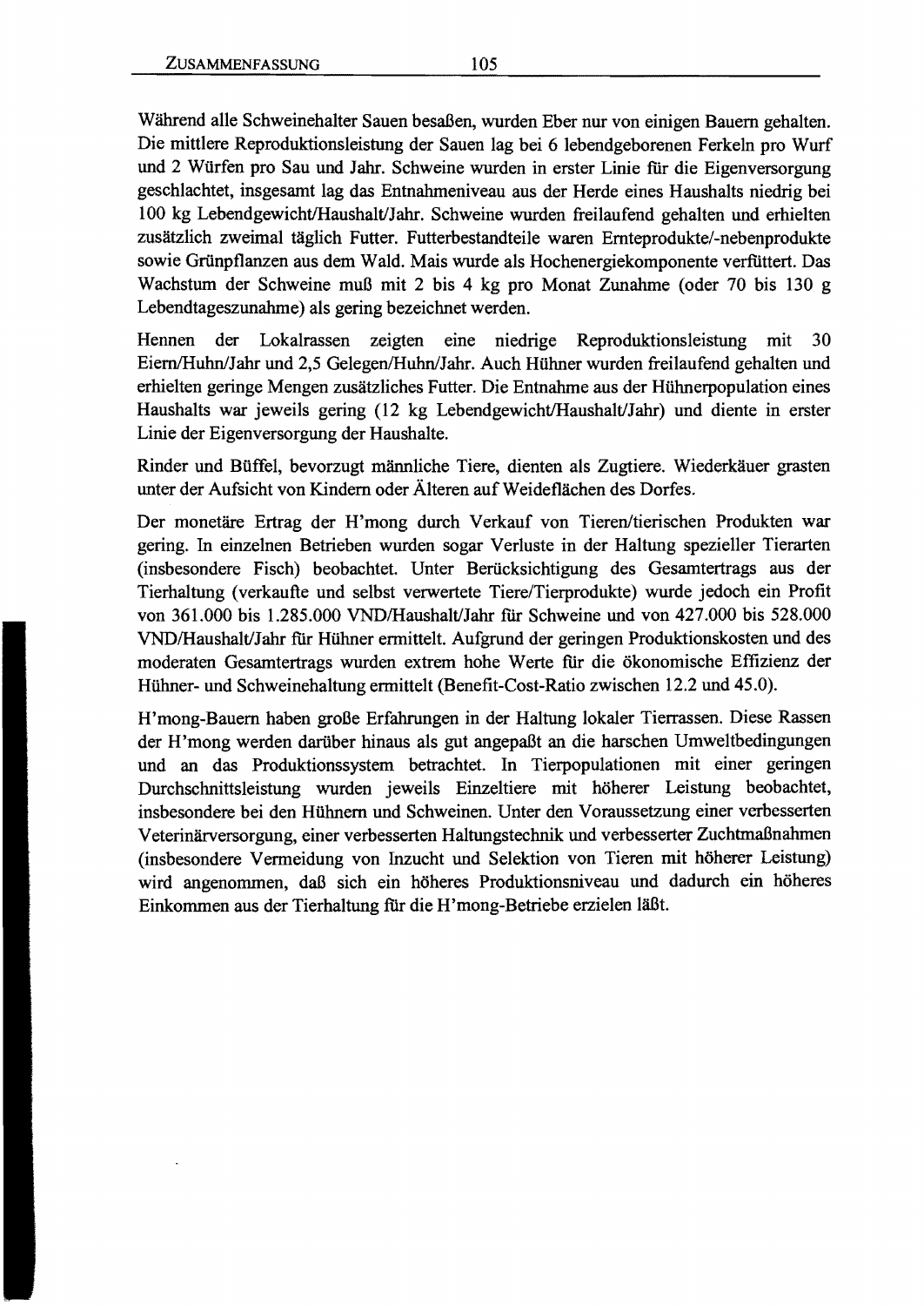Während alle Schweinehalter Sauen besaßen, wurden Eber nur von einigen Bauern gehalten. Die mittlere Reproduktionsleistung der Sauen lag bei 6 lebendgeborenen Ferkeln pro Wurf und 2 Würfen pro Sau und Jahr. Schweine wurden in erster Linie für die Eigenversorgung geschlachtet, insgesamt lag das Entnahmeniveau aus der Herde eines Haushalts niedrig bei 100 kg Lebendgewicht/Haushalt/Jahr. Schweine wurden freilaufend gehalten und erhielten zusätzlich zweimal täglich Futter. Futterbestandteile waren Ernteprodukte/-nebenprodukte sowie Grünpflanzen aus dem Wald. Mais wurde als Hochenergiekomponente verfüttert. Das Wachstum der Schweine muß mit 2 bis 4 kg pro Monat Zunahme (oder 70 bis 130 g Lebendtageszunahme) als gering bezeichnet werden.

Hennen der Lokalrassen zeigten eine niedrige Reproduktionsleistung mit 30 Eiern/Huhn/Jahr und 2,5 Gelegen/Huhn/Jahr. Auch Hühner wurden freilaufend gehalten und erhielten geringe Mengen zusätzliches Futter. Die Entnahme aus der Hühnerpopulation eines Haushalts war jeweils gering (12 kg Lebendgewicht/Haushalt/Jahr) und diente in erster Linie der Eigenversorgung der Haushalte.

Rinder und Büffel, bevorzugt männliche Tiere, dienten als Zugtiere. Wiederkäuer grasten unter der Aufsicht von Kindern oder Älteren auf Weideflächen des Dorfes.

Der monetäre Ertrag der H'mong durch Verkauf von Tieren/tierischen Produkten war gering. In einzelnen Betrieben wurden sogar Verluste in der Haltung spezieller Tierarten (insbesondere Fisch) beobachtet. Unter Berücksichtigung des Gesamtertrags aus der Tierhaltung (verkaufte und selbst verwertete Tiere/Tierprodukte) wurde jedoch ein Profit von 361.000 bis 1.285.000 VND/Haushalt/Jahr für Schweine und von 427.000 bis 528.000 VND/Haushalt/Jahr für Hühner ermittelt. Aufgrund der geringen Produktionskosten und des moderaten Gesamtertrags wurden extrem hohe Werte für die ökonomische Effizienz der Hühner- und Schweinehaltung ermittelt (Benefit-Cost-Ratio zwischen 12.2 und 45.0).

H'mong-Bauern haben große Erfahrungen in der Haltung lokaler Tierrassen. Diese Rassen der H'mong werden darüber hinaus als gut angepaßt an die harschen Umweltbedingungen und an das Produktionssystem betrachtet. In Tierpopulationen mit einer geringen Durchschnittsleistung wurden jeweils Einzeltiere mit höherer Leistung beobachtet, insbesondere bei den Hühnern und Schweinen. Unter den Voraussetzung einer verbesserten Veterinärversorgung, einer verbesserten Haltungstechnik und verbesserter Zuchtmaßnahmen (insbesondere Vermeidung von Inzucht und Selektion von Tieren mit höherer Leistung) wird angenommen, daß sich ein höheres Produktionsniveau und dadurch ein höheres Einkommen aus der Tierhaltung für die H'mong-Betriebe erzielen läßt.